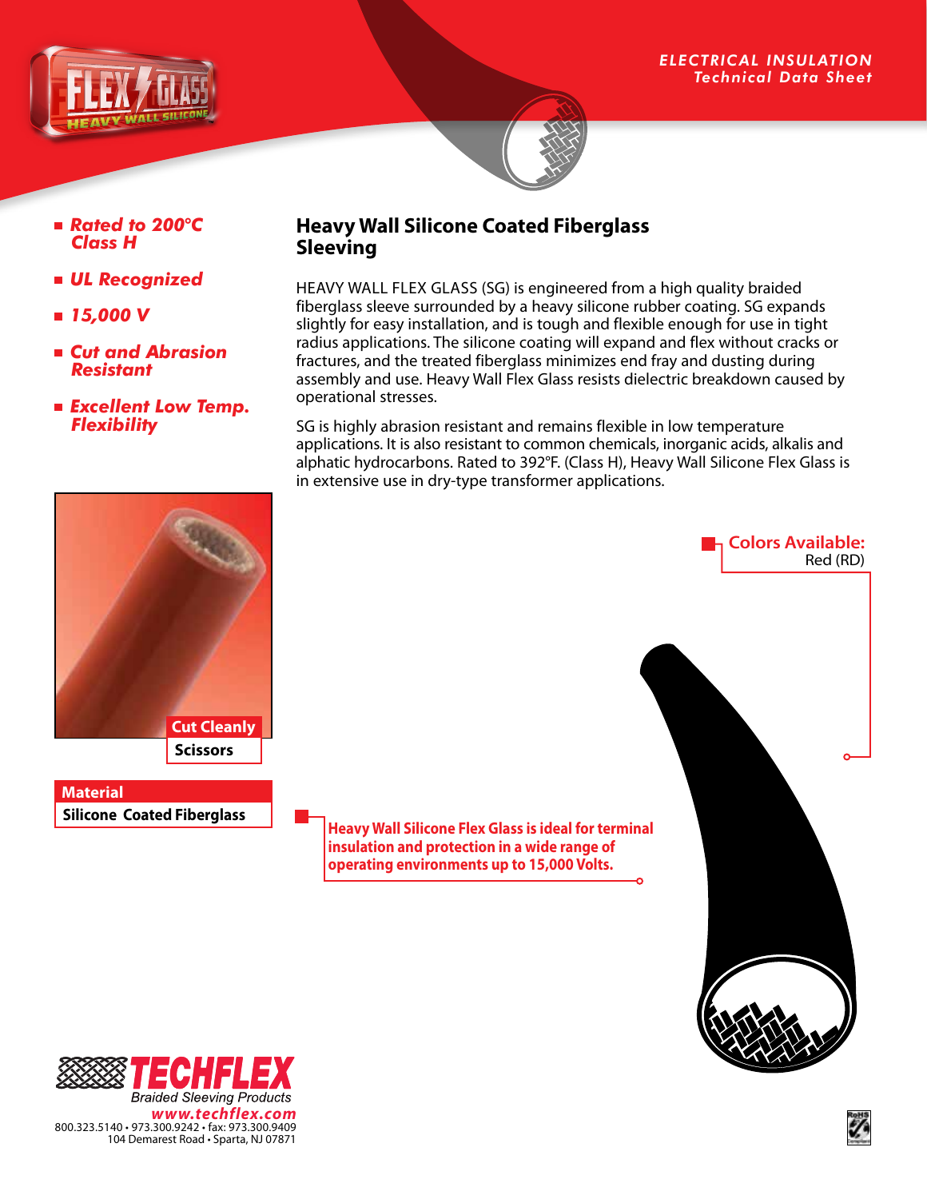ELECTRICAL INSULATION
*Technical Data Sheet*

- ***Rated to 200°C Class H***
- ***UL Recognized***
- ***15,000 V***
- ***Cut and Abrasion Resistant***
- ***Excellent Low Temp. Flexibility***

## Heavy Wall Silicone Coated Fiberglass Sleeving

HEAVY WALL FLEX GLASS (SG) is engineered from a high quality braided fiberglass sleeve surrounded by a heavy silicone rubber coating. SG expands slightly for easy installation, and is tough and flexible enough for use in tight radius applications. The silicone coating will expand and flex without cracks or fractures, and the treated fiberglass minimizes end fray and dusting during assembly and use. Heavy Wall Flex Glass resists dielectric breakdown caused by operational stresses.

SG is highly abrasion resistant and remains flexible in low temperature applications. It is also resistant to common chemicals, inorganic acids, alkalis and alphatic hydrocarbons. Rated to 392°F. (Class H), Heavy Wall Silicone Flex Glass is in extensive use in dry-type transformer applications.

**Colors Available:**
Red (RD)

**Cut Cleanly**
Scissors

**Material**
Silicone Coated Fiberglass

**Heavy Wall Silicone Flex Glass is ideal for terminal insulation and protection in a wide range of operating environments up to 15,000 Volts.**

TECHFLEX
*Braided Sleeving Products*
www.techflex.com
800.323.5140 • 973.300.9242 • fax: 973.300.9409
104 Demarest Road • Sparta, NJ 07871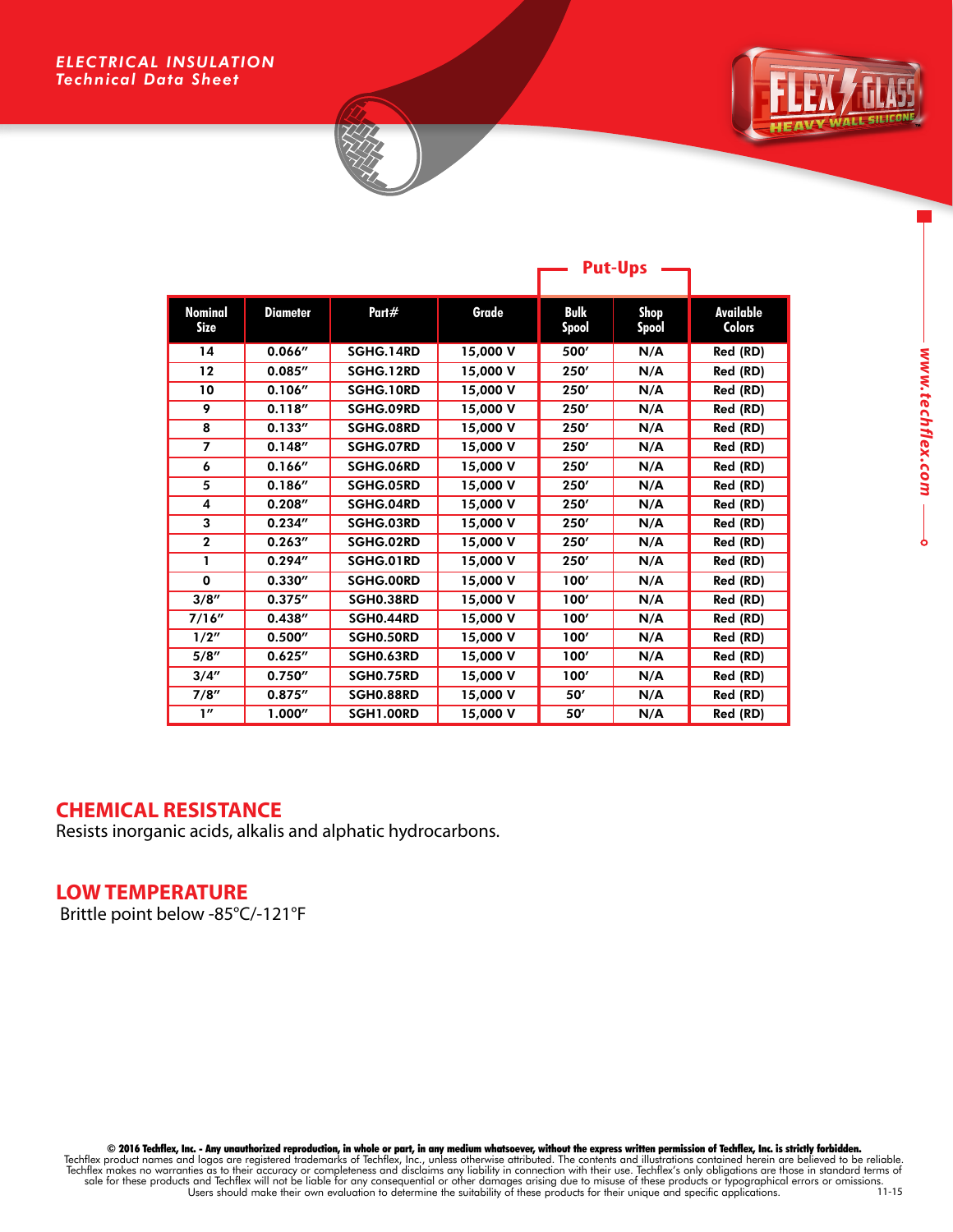| Nominal Size | Diameter | Part# | Grade | Put-Ups | | Available Colors |
|---|---|---|---|---|---|---|
| | | | | Bulk Spool | Shop Spool | |
| 14 | 0.066″ | SGHG.14RD | 15,000 V | 500′ | N/A | Red (RD) |
| 12 | 0.085″ | SGHG.12RD | 15,000 V | 250′ | N/A | Red (RD) |
| 10 | 0.106″ | SGHG.10RD | 15,000 V | 250′ | N/A | Red (RD) |
| 9 | 0.118″ | SGHG.09RD | 15,000 V | 250′ | N/A | Red (RD) |
| 8 | 0.133″ | SGHG.08RD | 15,000 V | 250′ | N/A | Red (RD) |
| 7 | 0.148″ | SGHG.07RD | 15,000 V | 250′ | N/A | Red (RD) |
| 6 | 0.166″ | SGHG.06RD | 15,000 V | 250′ | N/A | Red (RD) |
| 5 | 0.186″ | SGHG.05RD | 15,000 V | 250′ | N/A | Red (RD) |
| 4 | 0.208″ | SGHG.04RD | 15,000 V | 250′ | N/A | Red (RD) |
| 3 | 0.234″ | SGHG.03RD | 15,000 V | 250′ | N/A | Red (RD) |
| 2 | 0.263″ | SGHG.02RD | 15,000 V | 250′ | N/A | Red (RD) |
| 1 | 0.294″ | SGHG.01RD | 15,000 V | 250′ | N/A | Red (RD) |
| 0 | 0.330″ | SGHG.00RD | 15,000 V | 100′ | N/A | Red (RD) |
| 3/8″ | 0.375″ | SGH0.38RD | 15,000 V | 100′ | N/A | Red (RD) |
| 7/16″ | 0.438″ | SGH0.44RD | 15,000 V | 100′ | N/A | Red (RD) |
| 1/2″ | 0.500″ | SGH0.50RD | 15,000 V | 100′ | N/A | Red (RD) |
| 5/8″ | 0.625″ | SGH0.63RD | 15,000 V | 100′ | N/A | Red (RD) |
| 3/4″ | 0.750″ | SGH0.75RD | 15,000 V | 100′ | N/A | Red (RD) |
| 7/8″ | 0.875″ | SGH0.88RD | 15,000 V | 50′ | N/A | Red (RD) |
| 1″ | 1.000″ | SGH1.00RD | 15,000 V | 50′ | N/A | Red (RD) |

## CHEMICAL RESISTANCE

Resists inorganic acids, alkalis and alphatic hydrocarbons.

## LOW TEMPERATURE

Brittle point below -85°C/-121°F

**© 2016 Techflex, Inc. - Any unauthorized reproduction, in whole or part, in any medium whatsoever, without the express written permission of Techflex, Inc. is strictly forbidden.**
Techflex product names and logos are registered trademarks of Techflex, Inc., unless otherwise attributed. The contents and illustrations contained herein are believed to be reliable. Techflex makes no warranties as to their accuracy or completeness and disclaims any liability in connection with their use. Techflex's only obligations are those in standard terms of sale for these products and Techflex will not be liable for any consequential or other damages arising due to misuse of these products or typographical errors or omissions. Users should make their own evaluation to determine the suitability of these products for their unique and specific applications.